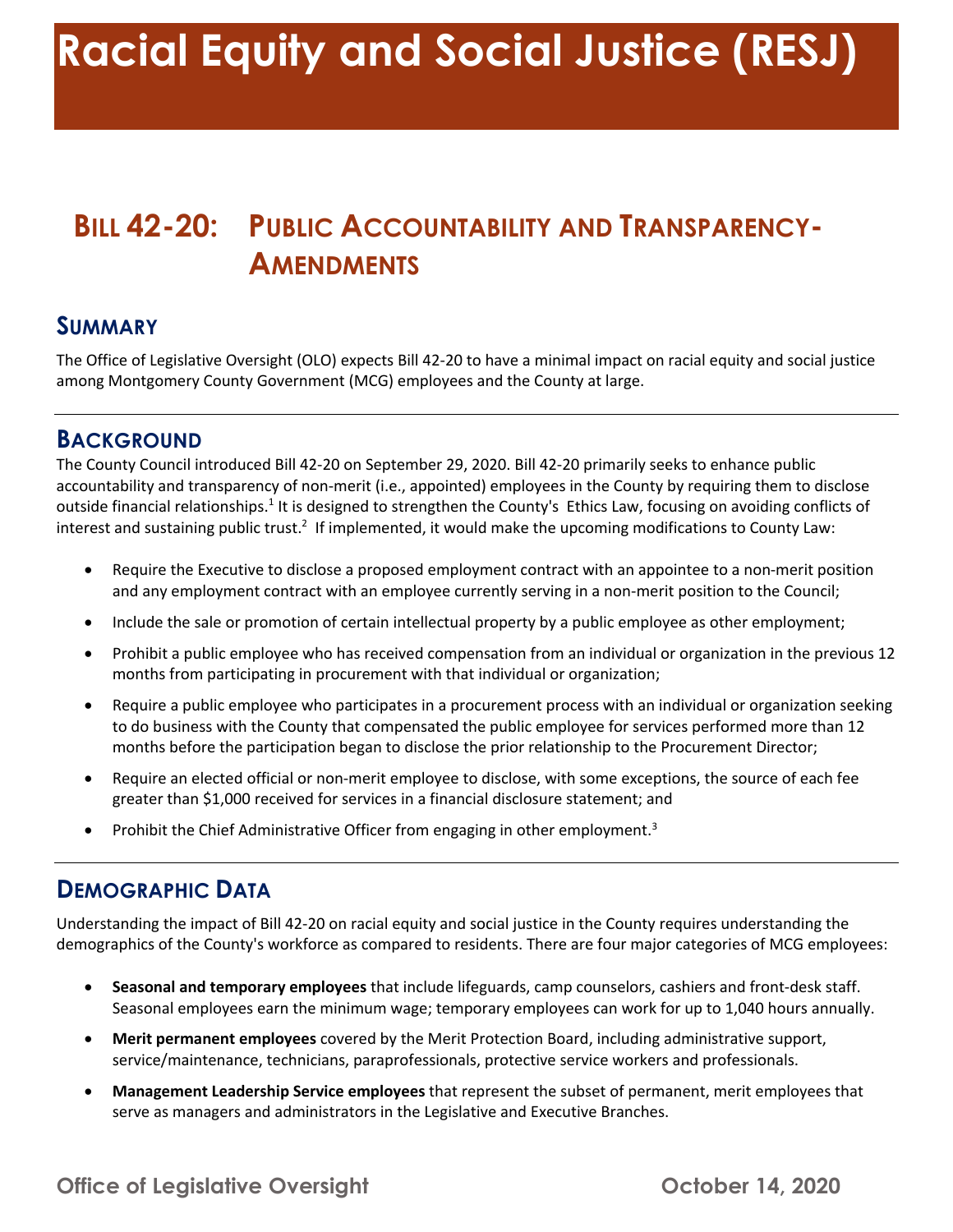# Racial Equity and Social Justice (RESJ)

## Bill 42-20: Public Accountability and Transparency-Amendments

### Summary

The Office of Legislative Oversight (OLO) expects Bill 42-20 to have a minimal impact on racial equity and social justice among Montgomery County Government (MCG) employees and the County at large.

### Background

The County Council introduced Bill 42-20 on September 29, 2020. Bill 42-20 primarily seeks to enhance public accountability and transparency of non-merit (i.e., appointed) employees in the County by requiring them to disclose outside financial relationships.[1] It is designed to strengthen the County's Ethics Law, focusing on avoiding conflicts of interest and sustaining public trust.[2] If implemented, it would make the upcoming modifications to County Law:

- Require the Executive to disclose a proposed employment contract with an appointee to a non-merit position and any employment contract with an employee currently serving in a non-merit position to the Council;
- Include the sale or promotion of certain intellectual property by a public employee as other employment;
- Prohibit a public employee who has received compensation from an individual or organization in the previous 12 months from participating in procurement with that individual or organization;
- Require a public employee who participates in a procurement process with an individual or organization seeking to do business with the County that compensated the public employee for services performed more than 12 months before the participation began to disclose the prior relationship to the Procurement Director;
- Require an elected official or non-merit employee to disclose, with some exceptions, the source of each fee greater than $1,000 received for services in a financial disclosure statement; and
- Prohibit the Chief Administrative Officer from engaging in other employment.[3]

### Demographic Data

Understanding the impact of Bill 42-20 on racial equity and social justice in the County requires understanding the demographics of the County's workforce as compared to residents. There are four major categories of MCG employees:

- **Seasonal and temporary employees** that include lifeguards, camp counselors, cashiers and front-desk staff. Seasonal employees earn the minimum wage; temporary employees can work for up to 1,040 hours annually.
- **Merit permanent employees** covered by the Merit Protection Board, including administrative support, service/maintenance, technicians, paraprofessionals, protective service workers and professionals.
- **Management Leadership Service employees** that represent the subset of permanent, merit employees that serve as managers and administrators in the Legislative and Executive Branches.

Office of Legislative Oversight — October 14, 2020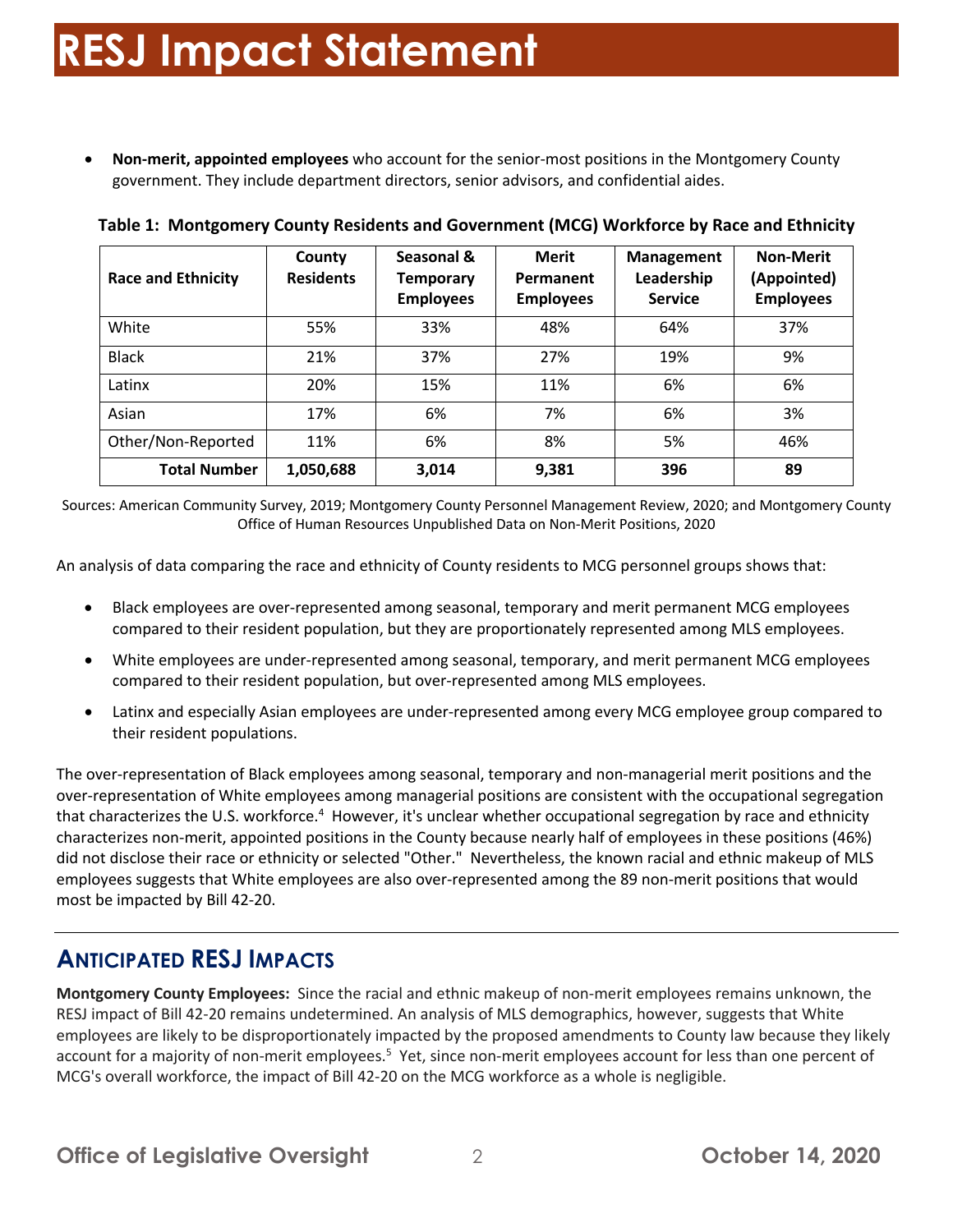- **Non-merit, appointed employees** who account for the senior-most positions in the Montgomery County government. They include department directors, senior advisors, and confidential aides.

**Table 1: Montgomery County Residents and Government (MCG) Workforce by Race and Ethnicity**

| Race and Ethnicity | County Residents | Seasonal & Temporary Employees | Merit Permanent Employees | Management Leadership Service | Non-Merit (Appointed) Employees |
|---|---|---|---|---|---|
| White | 55% | 33% | 48% | 64% | 37% |
| Black | 21% | 37% | 27% | 19% | 9% |
| Latinx | 20% | 15% | 11% | 6% | 6% |
| Asian | 17% | 6% | 7% | 6% | 3% |
| Other/Non-Reported | 11% | 6% | 8% | 5% | 46% |
| **Total Number** | **1,050,688** | **3,014** | **9,381** | **396** | **89** |

Sources: American Community Survey, 2019; Montgomery County Personnel Management Review, 2020; and Montgomery County Office of Human Resources Unpublished Data on Non-Merit Positions, 2020

An analysis of data comparing the race and ethnicity of County residents to MCG personnel groups shows that:

- Black employees are over-represented among seasonal, temporary and merit permanent MCG employees compared to their resident population, but they are proportionately represented among MLS employees.
- White employees are under-represented among seasonal, temporary, and merit permanent MCG employees compared to their resident population, but over-represented among MLS employees.
- Latinx and especially Asian employees are under-represented among every MCG employee group compared to their resident populations.

The over-representation of Black employees among seasonal, temporary and non-managerial merit positions and the over-representation of White employees among managerial positions are consistent with the occupational segregation that characterizes the U.S. workforce.[4] However, it's unclear whether occupational segregation by race and ethnicity characterizes non-merit, appointed positions in the County because nearly half of employees in these positions (46%) did not disclose their race or ethnicity or selected "Other." Nevertheless, the known racial and ethnic makeup of MLS employees suggests that White employees are also over-represented among the 89 non-merit positions that would most be impacted by Bill 42-20.

## Anticipated RESJ Impacts

**Montgomery County Employees:** Since the racial and ethnic makeup of non-merit employees remains unknown, the RESJ impact of Bill 42-20 remains undetermined. An analysis of MLS demographics, however, suggests that White employees are likely to be disproportionately impacted by the proposed amendments to County law because they likely account for a majority of non-merit employees.[5] Yet, since non-merit employees account for less than one percent of MCG's overall workforce, the impact of Bill 42-20 on the MCG workforce as a whole is negligible.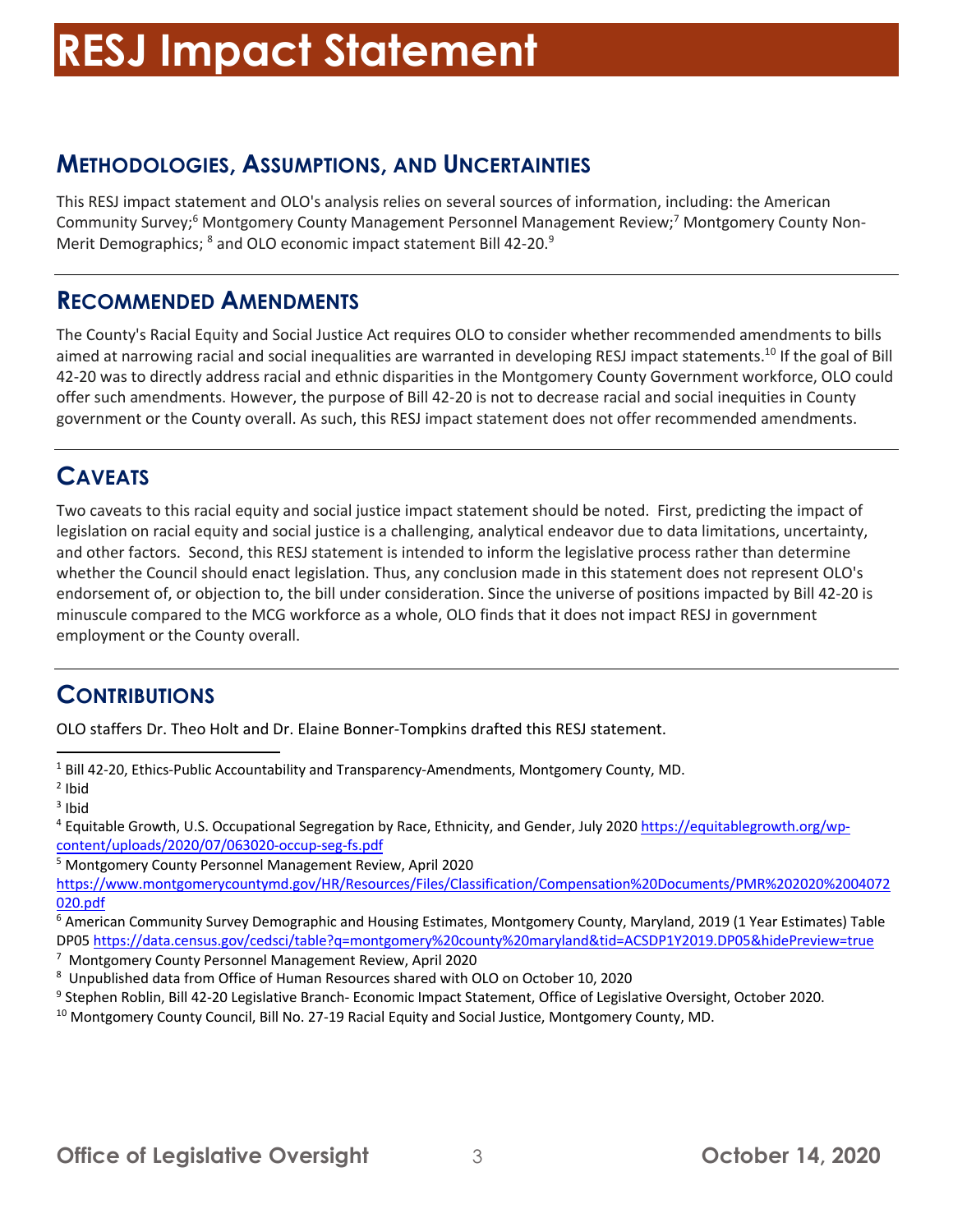# RESJ Impact Statement

## METHODOLOGIES, ASSUMPTIONS, AND UNCERTAINTIES

This RESJ impact statement and OLO's analysis relies on several sources of information, including: the American Community Survey;[6] Montgomery County Management Personnel Management Review;[7] Montgomery County Non-Merit Demographics; [8] and OLO economic impact statement Bill 42-20.[9]

## RECOMMENDED AMENDMENTS

The County's Racial Equity and Social Justice Act requires OLO to consider whether recommended amendments to bills aimed at narrowing racial and social inequalities are warranted in developing RESJ impact statements.[10] If the goal of Bill 42-20 was to directly address racial and ethnic disparities in the Montgomery County Government workforce, OLO could offer such amendments. However, the purpose of Bill 42-20 is not to decrease racial and social inequities in County government or the County overall. As such, this RESJ impact statement does not offer recommended amendments.

## CAVEATS

Two caveats to this racial equity and social justice impact statement should be noted. First, predicting the impact of legislation on racial equity and social justice is a challenging, analytical endeavor due to data limitations, uncertainty, and other factors. Second, this RESJ statement is intended to inform the legislative process rather than determine whether the Council should enact legislation. Thus, any conclusion made in this statement does not represent OLO's endorsement of, or objection to, the bill under consideration. Since the universe of positions impacted by Bill 42-20 is minuscule compared to the MCG workforce as a whole, OLO finds that it does not impact RESJ in government employment or the County overall.

## CONTRIBUTIONS

OLO staffers Dr. Theo Holt and Dr. Elaine Bonner-Tompkins drafted this RESJ statement.

---

[1] Bill 42-20, Ethics-Public Accountability and Transparency-Amendments, Montgomery County, MD.

[2] Ibid

[3] Ibid

[4] Equitable Growth, U.S. Occupational Segregation by Race, Ethnicity, and Gender, July 2020 https://equitablegrowth.org/wp-content/uploads/2020/07/063020-occup-seg-fs.pdf

[5] Montgomery County Personnel Management Review, April 2020 https://www.montgomerycountymd.gov/HR/Resources/Files/Classification/Compensation%20Documents/PMR%202020%2004072020.pdf

[6] American Community Survey Demographic and Housing Estimates, Montgomery County, Maryland, 2019 (1 Year Estimates) Table DP05 https://data.census.gov/cedsci/table?q=montgomery%20county%20maryland&tid=ACSDP1Y2019.DP05&hidePreview=true

[7] Montgomery County Personnel Management Review, April 2020

[8] Unpublished data from Office of Human Resources shared with OLO on October 10, 2020

[9] Stephen Roblin, Bill 42-20 Legislative Branch- Economic Impact Statement, Office of Legislative Oversight, October 2020.

[10] Montgomery County Council, Bill No. 27-19 Racial Equity and Social Justice, Montgomery County, MD.